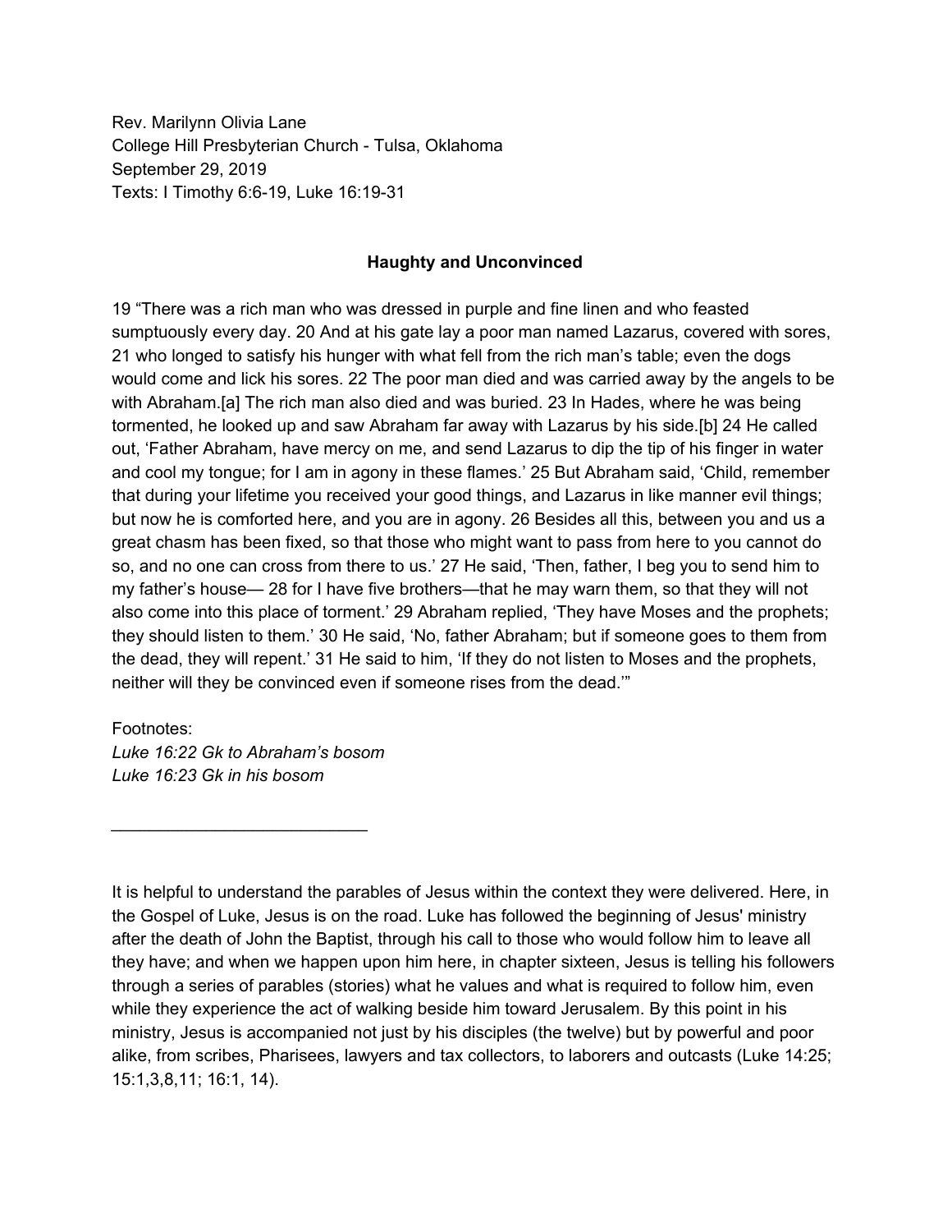Rev. Marilynn Olivia Lane
College Hill Presbyterian Church - Tulsa, Oklahoma
September 29, 2019
Texts: I Timothy 6:6-19, Luke 16:19-31

## Haughty and Unconvinced

19 "There was a rich man who was dressed in purple and fine linen and who feasted sumptuously every day. 20 And at his gate lay a poor man named Lazarus, covered with sores, 21 who longed to satisfy his hunger with what fell from the rich man's table; even the dogs would come and lick his sores. 22 The poor man died and was carried away by the angels to be with Abraham.[a] The rich man also died and was buried. 23 In Hades, where he was being tormented, he looked up and saw Abraham far away with Lazarus by his side.[b] 24 He called out, 'Father Abraham, have mercy on me, and send Lazarus to dip the tip of his finger in water and cool my tongue; for I am in agony in these flames.' 25 But Abraham said, 'Child, remember that during your lifetime you received your good things, and Lazarus in like manner evil things; but now he is comforted here, and you are in agony. 26 Besides all this, between you and us a great chasm has been fixed, so that those who might want to pass from here to you cannot do so, and no one can cross from there to us.' 27 He said, 'Then, father, I beg you to send him to my father's house— 28 for I have five brothers—that he may warn them, so that they will not also come into this place of torment.' 29 Abraham replied, 'They have Moses and the prophets; they should listen to them.' 30 He said, 'No, father Abraham; but if someone goes to them from the dead, they will repent.' 31 He said to him, 'If they do not listen to Moses and the prophets, neither will they be convinced even if someone rises from the dead.'"

Footnotes:
*Luke 16:22 Gk to Abraham's bosom*
*Luke 16:23 Gk in his bosom*

---

It is helpful to understand the parables of Jesus within the context they were delivered. Here, in the Gospel of Luke, Jesus is on the road. Luke has followed the beginning of Jesus' ministry after the death of John the Baptist, through his call to those who would follow him to leave all they have; and when we happen upon him here, in chapter sixteen, Jesus is telling his followers through a series of parables (stories) what he values and what is required to follow him, even while they experience the act of walking beside him toward Jerusalem. By this point in his ministry, Jesus is accompanied not just by his disciples (the twelve) but by powerful and poor alike, from scribes, Pharisees, lawyers and tax collectors, to laborers and outcasts (Luke 14:25; 15:1,3,8,11; 16:1, 14).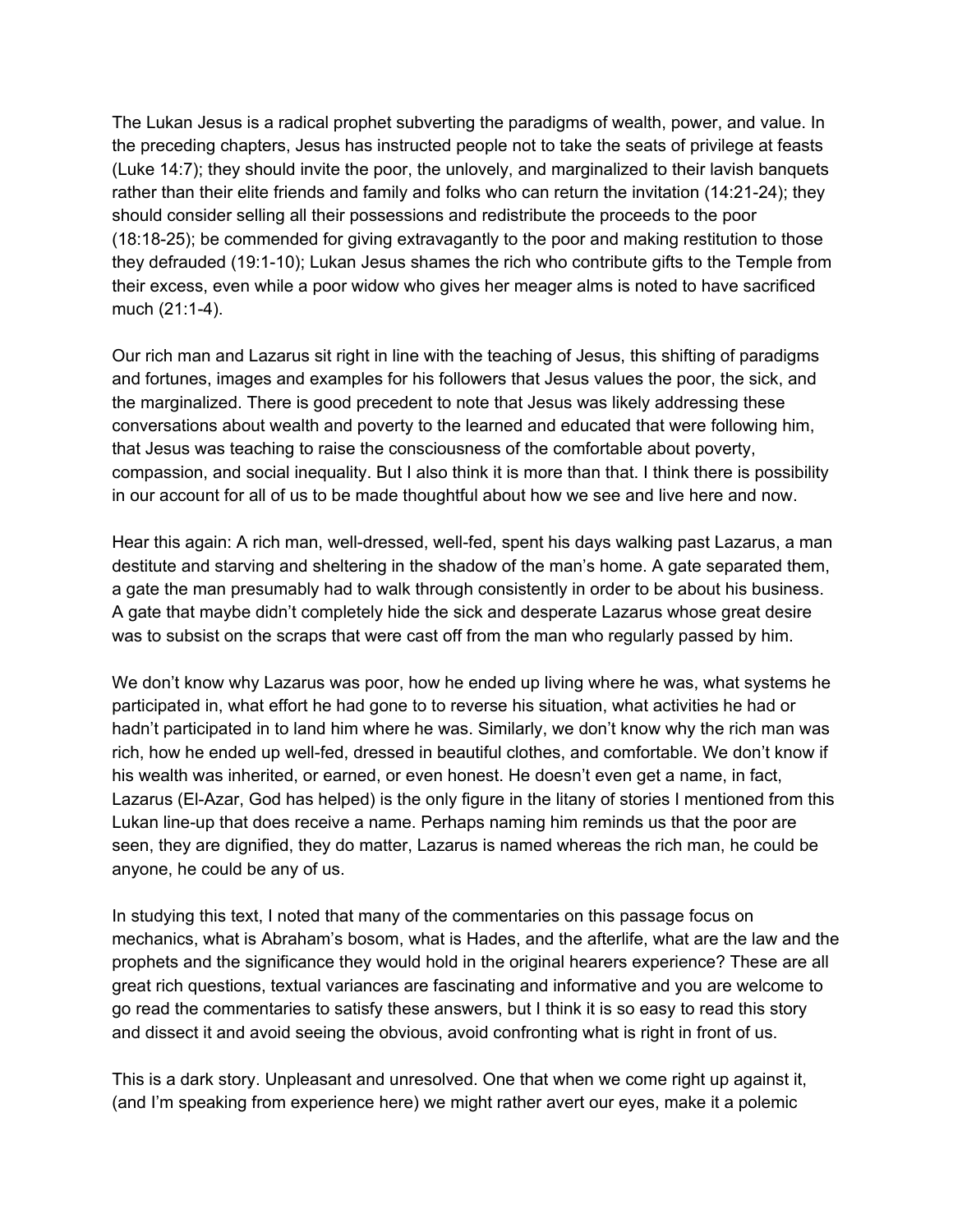The Lukan Jesus is a radical prophet subverting the paradigms of wealth, power, and value. In the preceding chapters, Jesus has instructed people not to take the seats of privilege at feasts (Luke 14:7); they should invite the poor, the unlovely, and marginalized to their lavish banquets rather than their elite friends and family and folks who can return the invitation (14:21-24); they should consider selling all their possessions and redistribute the proceeds to the poor (18:18-25); be commended for giving extravagantly to the poor and making restitution to those they defrauded (19:1-10); Lukan Jesus shames the rich who contribute gifts to the Temple from their excess, even while a poor widow who gives her meager alms is noted to have sacrificed much (21:1-4).

Our rich man and Lazarus sit right in line with the teaching of Jesus, this shifting of paradigms and fortunes, images and examples for his followers that Jesus values the poor, the sick, and the marginalized. There is good precedent to note that Jesus was likely addressing these conversations about wealth and poverty to the learned and educated that were following him, that Jesus was teaching to raise the consciousness of the comfortable about poverty, compassion, and social inequality. But I also think it is more than that. I think there is possibility in our account for all of us to be made thoughtful about how we see and live here and now.

Hear this again: A rich man, well-dressed, well-fed, spent his days walking past Lazarus, a man destitute and starving and sheltering in the shadow of the man's home. A gate separated them, a gate the man presumably had to walk through consistently in order to be about his business. A gate that maybe didn't completely hide the sick and desperate Lazarus whose great desire was to subsist on the scraps that were cast off from the man who regularly passed by him.

We don't know why Lazarus was poor, how he ended up living where he was, what systems he participated in, what effort he had gone to to reverse his situation, what activities he had or hadn't participated in to land him where he was. Similarly, we don't know why the rich man was rich, how he ended up well-fed, dressed in beautiful clothes, and comfortable. We don't know if his wealth was inherited, or earned, or even honest. He doesn't even get a name, in fact, Lazarus (El-Azar, God has helped) is the only figure in the litany of stories I mentioned from this Lukan line-up that does receive a name. Perhaps naming him reminds us that the poor are seen, they are dignified, they do matter, Lazarus is named whereas the rich man, he could be anyone, he could be any of us.

In studying this text, I noted that many of the commentaries on this passage focus on mechanics, what is Abraham's bosom, what is Hades, and the afterlife, what are the law and the prophets and the significance they would hold in the original hearers experience? These are all great rich questions, textual variances are fascinating and informative and you are welcome to go read the commentaries to satisfy these answers, but I think it is so easy to read this story and dissect it and avoid seeing the obvious, avoid confronting what is right in front of us.

This is a dark story. Unpleasant and unresolved. One that when we come right up against it, (and I'm speaking from experience here) we might rather avert our eyes, make it a polemic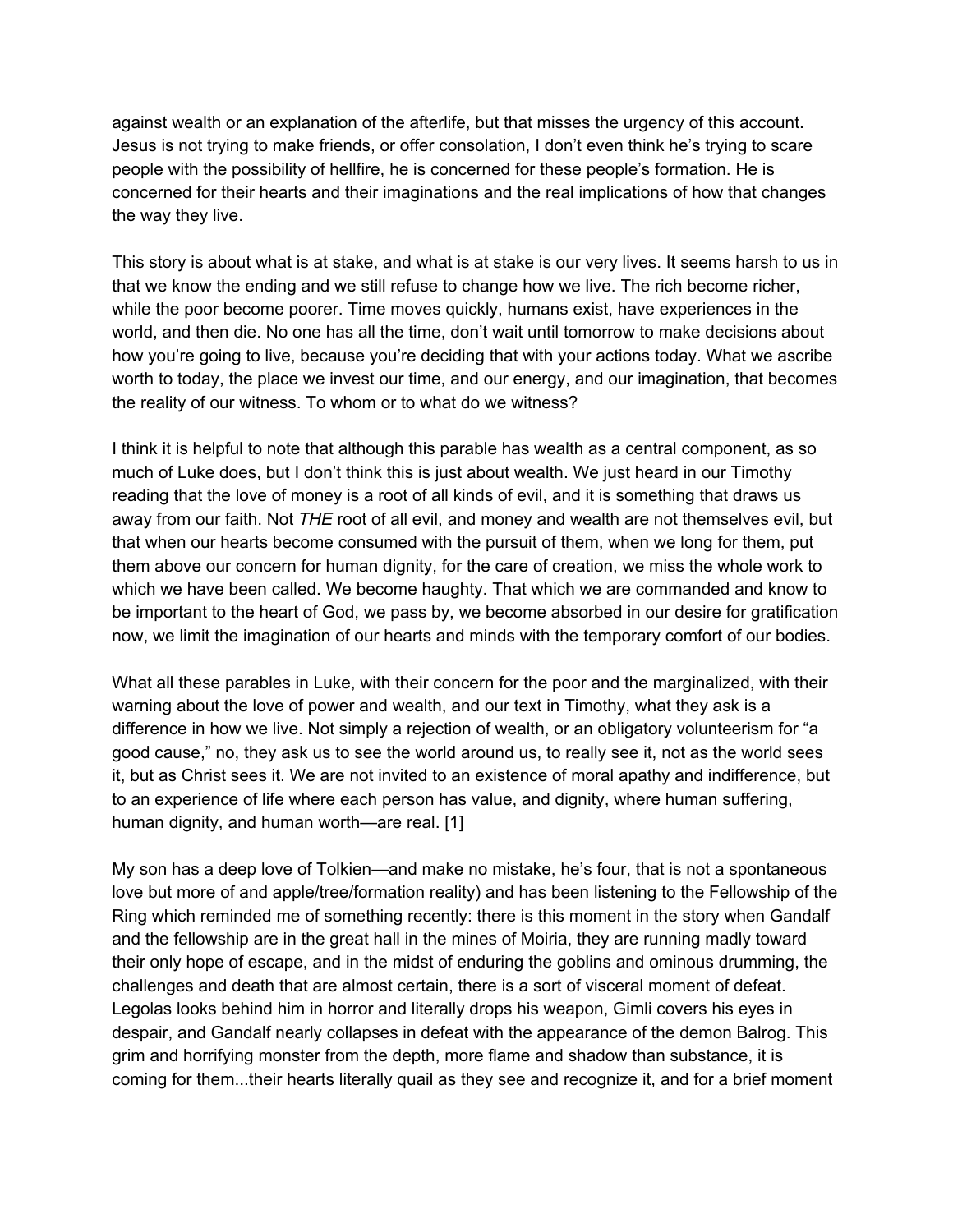against wealth or an explanation of the afterlife, but that misses the urgency of this account. Jesus is not trying to make friends, or offer consolation, I don't even think he's trying to scare people with the possibility of hellfire, he is concerned for these people's formation. He is concerned for their hearts and their imaginations and the real implications of how that changes the way they live.

This story is about what is at stake, and what is at stake is our very lives. It seems harsh to us in that we know the ending and we still refuse to change how we live. The rich become richer, while the poor become poorer. Time moves quickly, humans exist, have experiences in the world, and then die. No one has all the time, don't wait until tomorrow to make decisions about how you're going to live, because you're deciding that with your actions today. What we ascribe worth to today, the place we invest our time, and our energy, and our imagination, that becomes the reality of our witness. To whom or to what do we witness?

I think it is helpful to note that although this parable has wealth as a central component, as so much of Luke does, but I don't think this is just about wealth. We just heard in our Timothy reading that the love of money is a root of all kinds of evil, and it is something that draws us away from our faith. Not *THE* root of all evil, and money and wealth are not themselves evil, but that when our hearts become consumed with the pursuit of them, when we long for them, put them above our concern for human dignity, for the care of creation, we miss the whole work to which we have been called. We become haughty. That which we are commanded and know to be important to the heart of God, we pass by, we become absorbed in our desire for gratification now, we limit the imagination of our hearts and minds with the temporary comfort of our bodies.

What all these parables in Luke, with their concern for the poor and the marginalized, with their warning about the love of power and wealth, and our text in Timothy, what they ask is a difference in how we live. Not simply a rejection of wealth, or an obligatory volunteerism for "a good cause," no, they ask us to see the world around us, to really see it, not as the world sees it, but as Christ sees it. We are not invited to an existence of moral apathy and indifference, but to an experience of life where each person has value, and dignity, where human suffering, human dignity, and human worth—are real. [1]

My son has a deep love of Tolkien—and make no mistake, he's four, that is not a spontaneous love but more of and apple/tree/formation reality) and has been listening to the Fellowship of the Ring which reminded me of something recently: there is this moment in the story when Gandalf and the fellowship are in the great hall in the mines of Moiria, they are running madly toward their only hope of escape, and in the midst of enduring the goblins and ominous drumming, the challenges and death that are almost certain, there is a sort of visceral moment of defeat. Legolas looks behind him in horror and literally drops his weapon, Gimli covers his eyes in despair, and Gandalf nearly collapses in defeat with the appearance of the demon Balrog. This grim and horrifying monster from the depth, more flame and shadow than substance, it is coming for them...their hearts literally quail as they see and recognize it, and for a brief moment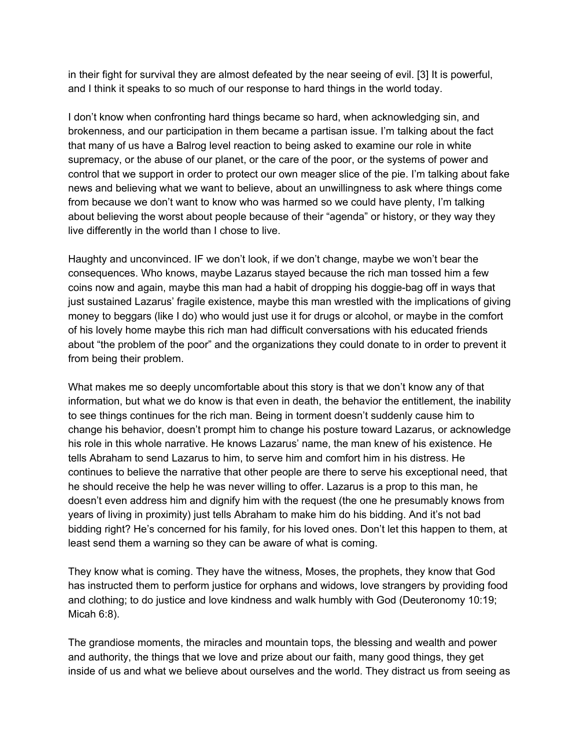in their fight for survival they are almost defeated by the near seeing of evil. [3] It is powerful, and I think it speaks to so much of our response to hard things in the world today.

I don't know when confronting hard things became so hard, when acknowledging sin, and brokenness, and our participation in them became a partisan issue. I'm talking about the fact that many of us have a Balrog level reaction to being asked to examine our role in white supremacy, or the abuse of our planet, or the care of the poor, or the systems of power and control that we support in order to protect our own meager slice of the pie. I'm talking about fake news and believing what we want to believe, about an unwillingness to ask where things come from because we don't want to know who was harmed so we could have plenty, I'm talking about believing the worst about people because of their "agenda" or history, or they way they live differently in the world than I chose to live.

Haughty and unconvinced. IF we don't look, if we don't change, maybe we won't bear the consequences. Who knows, maybe Lazarus stayed because the rich man tossed him a few coins now and again, maybe this man had a habit of dropping his doggie-bag off in ways that just sustained Lazarus' fragile existence, maybe this man wrestled with the implications of giving money to beggars (like I do) who would just use it for drugs or alcohol, or maybe in the comfort of his lovely home maybe this rich man had difficult conversations with his educated friends about "the problem of the poor" and the organizations they could donate to in order to prevent it from being their problem.

What makes me so deeply uncomfortable about this story is that we don't know any of that information, but what we do know is that even in death, the behavior the entitlement, the inability to see things continues for the rich man. Being in torment doesn't suddenly cause him to change his behavior, doesn't prompt him to change his posture toward Lazarus, or acknowledge his role in this whole narrative. He knows Lazarus' name, the man knew of his existence. He tells Abraham to send Lazarus to him, to serve him and comfort him in his distress. He continues to believe the narrative that other people are there to serve his exceptional need, that he should receive the help he was never willing to offer. Lazarus is a prop to this man, he doesn't even address him and dignify him with the request (the one he presumably knows from years of living in proximity) just tells Abraham to make him do his bidding. And it's not bad bidding right? He's concerned for his family, for his loved ones. Don't let this happen to them, at least send them a warning so they can be aware of what is coming.

They know what is coming. They have the witness, Moses, the prophets, they know that God has instructed them to perform justice for orphans and widows, love strangers by providing food and clothing; to do justice and love kindness and walk humbly with God (Deuteronomy 10:19; Micah 6:8).

The grandiose moments, the miracles and mountain tops, the blessing and wealth and power and authority, the things that we love and prize about our faith, many good things, they get inside of us and what we believe about ourselves and the world. They distract us from seeing as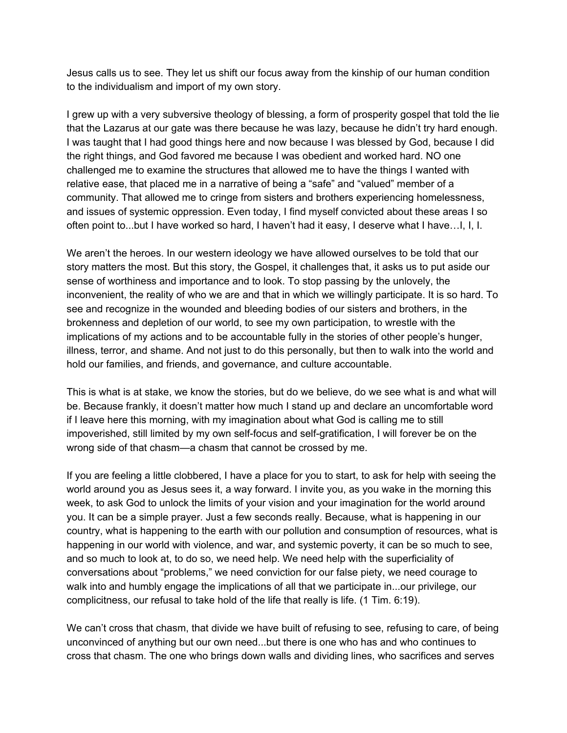Jesus calls us to see. They let us shift our focus away from the kinship of our human condition to the individualism and import of my own story.

I grew up with a very subversive theology of blessing, a form of prosperity gospel that told the lie that the Lazarus at our gate was there because he was lazy, because he didn't try hard enough. I was taught that I had good things here and now because I was blessed by God, because I did the right things, and God favored me because I was obedient and worked hard. NO one challenged me to examine the structures that allowed me to have the things I wanted with relative ease, that placed me in a narrative of being a "safe" and "valued" member of a community. That allowed me to cringe from sisters and brothers experiencing homelessness, and issues of systemic oppression. Even today, I find myself convicted about these areas I so often point to...but I have worked so hard, I haven't had it easy, I deserve what I have…I, I, I.

We aren't the heroes. In our western ideology we have allowed ourselves to be told that our story matters the most. But this story, the Gospel, it challenges that, it asks us to put aside our sense of worthiness and importance and to look. To stop passing by the unlovely, the inconvenient, the reality of who we are and that in which we willingly participate. It is so hard. To see and recognize in the wounded and bleeding bodies of our sisters and brothers, in the brokenness and depletion of our world, to see my own participation, to wrestle with the implications of my actions and to be accountable fully in the stories of other people's hunger, illness, terror, and shame. And not just to do this personally, but then to walk into the world and hold our families, and friends, and governance, and culture accountable.

This is what is at stake, we know the stories, but do we believe, do we see what is and what will be. Because frankly, it doesn't matter how much I stand up and declare an uncomfortable word if I leave here this morning, with my imagination about what God is calling me to still impoverished, still limited by my own self-focus and self-gratification, I will forever be on the wrong side of that chasm—a chasm that cannot be crossed by me.

If you are feeling a little clobbered, I have a place for you to start, to ask for help with seeing the world around you as Jesus sees it, a way forward. I invite you, as you wake in the morning this week, to ask God to unlock the limits of your vision and your imagination for the world around you. It can be a simple prayer. Just a few seconds really. Because, what is happening in our country, what is happening to the earth with our pollution and consumption of resources, what is happening in our world with violence, and war, and systemic poverty, it can be so much to see, and so much to look at, to do so, we need help. We need help with the superficiality of conversations about "problems," we need conviction for our false piety, we need courage to walk into and humbly engage the implications of all that we participate in...our privilege, our complicitness, our refusal to take hold of the life that really is life. (1 Tim. 6:19).

We can't cross that chasm, that divide we have built of refusing to see, refusing to care, of being unconvinced of anything but our own need...but there is one who has and who continues to cross that chasm. The one who brings down walls and dividing lines, who sacrifices and serves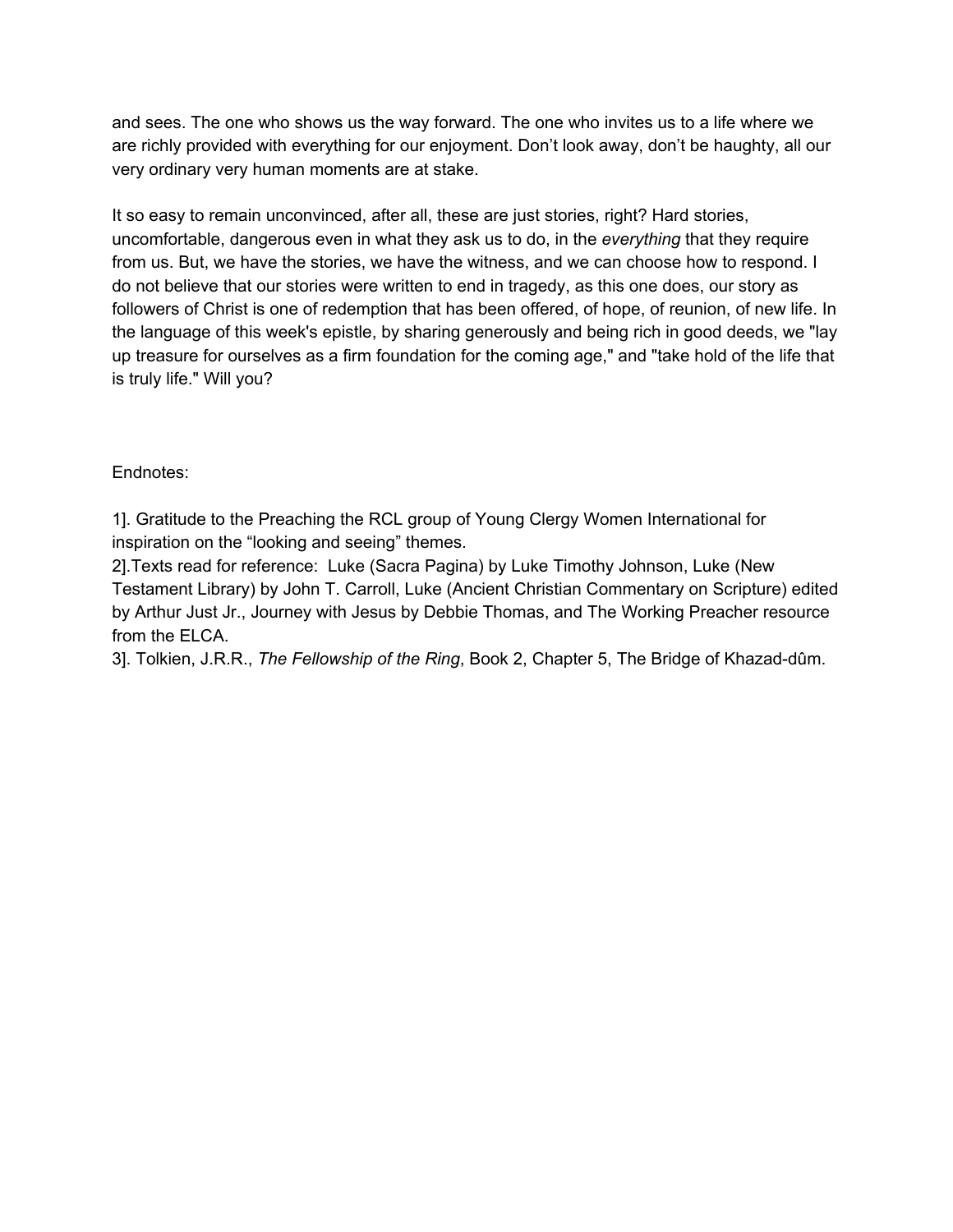and sees. The one who shows us the way forward. The one who invites us to a life where we are richly provided with everything for our enjoyment. Don't look away, don't be haughty, all our very ordinary very human moments are at stake.

It so easy to remain unconvinced, after all, these are just stories, right? Hard stories, uncomfortable, dangerous even in what they ask us to do, in the *everything* that they require from us. But, we have the stories, we have the witness, and we can choose how to respond. I do not believe that our stories were written to end in tragedy, as this one does, our story as followers of Christ is one of redemption that has been offered, of hope, of reunion, of new life. In the language of this week's epistle, by sharing generously and being rich in good deeds, we "lay up treasure for ourselves as a firm foundation for the coming age," and "take hold of the life that is truly life." Will you?

Endnotes:

1]. Gratitude to the Preaching the RCL group of Young Clergy Women International for inspiration on the "looking and seeing" themes.
2].Texts read for reference: Luke (Sacra Pagina) by Luke Timothy Johnson, Luke (New Testament Library) by John T. Carroll, Luke (Ancient Christian Commentary on Scripture) edited by Arthur Just Jr., Journey with Jesus by Debbie Thomas, and The Working Preacher resource from the ELCA.
3]. Tolkien, J.R.R., *The Fellowship of the Ring*, Book 2, Chapter 5, The Bridge of Khazad-dûm.